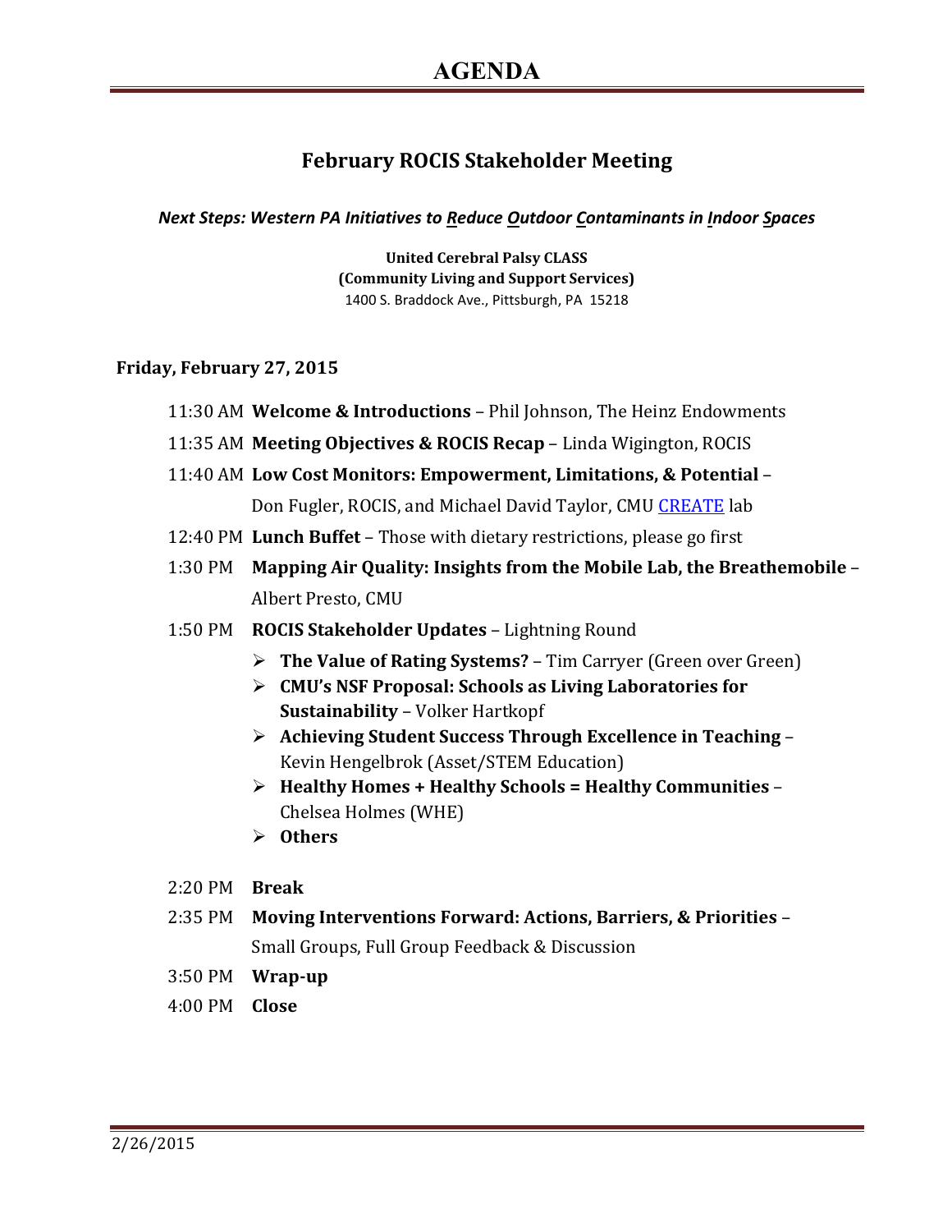# AGENDA

## February ROCIS Stakeholder Meeting

***Next Steps: Western PA Initiatives to Reduce Outdoor Contaminants in Indoor Spaces***

**United Cerebral Palsy CLASS**
**(Community Living and Support Services)**
1400 S. Braddock Ave., Pittsburgh, PA 15218

### Friday, February 27, 2015

- 11:30 AM **Welcome & Introductions** – Phil Johnson, The Heinz Endowments
- 11:35 AM **Meeting Objectives & ROCIS Recap** – Linda Wigington, ROCIS
- 11:40 AM **Low Cost Monitors: Empowerment, Limitations, & Potential** – Don Fugler, ROCIS, and Michael David Taylor, CMU CREATE lab
- 12:40 PM **Lunch Buffet** – Those with dietary restrictions, please go first
- 1:30 PM **Mapping Air Quality: Insights from the Mobile Lab, the Breathemobile** – Albert Presto, CMU
- 1:50 PM **ROCIS Stakeholder Updates** – Lightning Round
  - **The Value of Rating Systems?** – Tim Carryer (Green over Green)
  - **CMU's NSF Proposal: Schools as Living Laboratories for Sustainability** – Volker Hartkopf
  - **Achieving Student Success Through Excellence in Teaching** – Kevin Hengelbrok (Asset/STEM Education)
  - **Healthy Homes + Healthy Schools = Healthy Communities** – Chelsea Holmes (WHE)
  - **Others**
- 2:20 PM **Break**
- 2:35 PM **Moving Interventions Forward: Actions, Barriers, & Priorities** – Small Groups, Full Group Feedback & Discussion
- 3:50 PM **Wrap-up**
- 4:00 PM **Close**

2/26/2015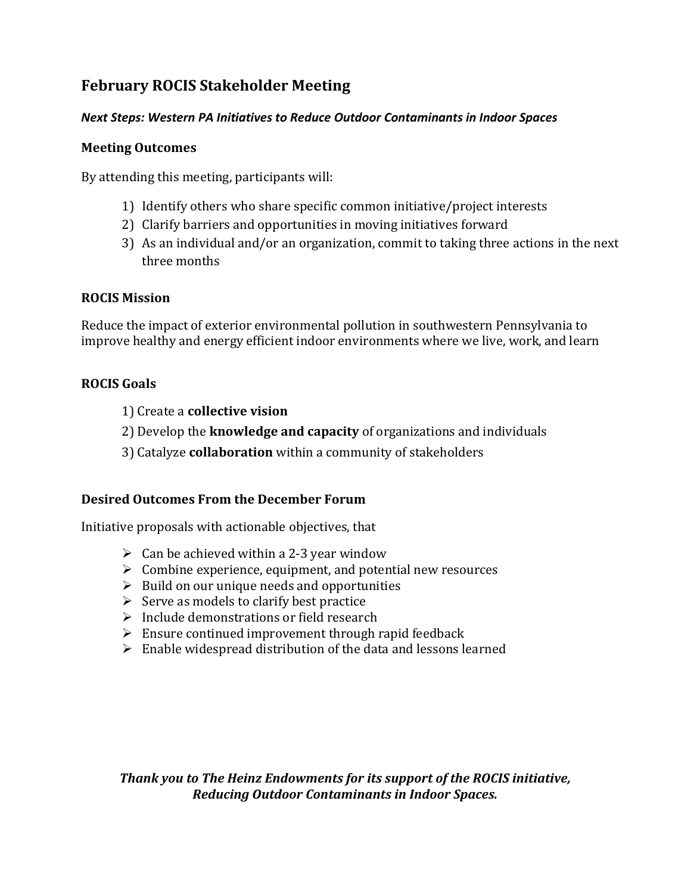## February ROCIS Stakeholder Meeting

***Next Steps: Western PA Initiatives to Reduce Outdoor Contaminants in Indoor Spaces***

### Meeting Outcomes

By attending this meeting, participants will:

1) Identify others who share specific common initiative/project interests
2) Clarify barriers and opportunities in moving initiatives forward
3) As an individual and/or an organization, commit to taking three actions in the next three months

### ROCIS Mission

Reduce the impact of exterior environmental pollution in southwestern Pennsylvania to improve healthy and energy efficient indoor environments where we live, work, and learn

### ROCIS Goals

1) Create a **collective vision**
2) Develop the **knowledge and capacity** of organizations and individuals
3) Catalyze **collaboration** within a community of stakeholders

### Desired Outcomes From the December Forum

Initiative proposals with actionable objectives, that

- Can be achieved within a 2-3 year window
- Combine experience, equipment, and potential new resources
- Build on our unique needs and opportunities
- Serve as models to clarify best practice
- Include demonstrations or field research
- Ensure continued improvement through rapid feedback
- Enable widespread distribution of the data and lessons learned

***Thank you to The Heinz Endowments for its support of the ROCIS initiative, Reducing Outdoor Contaminants in Indoor Spaces.***